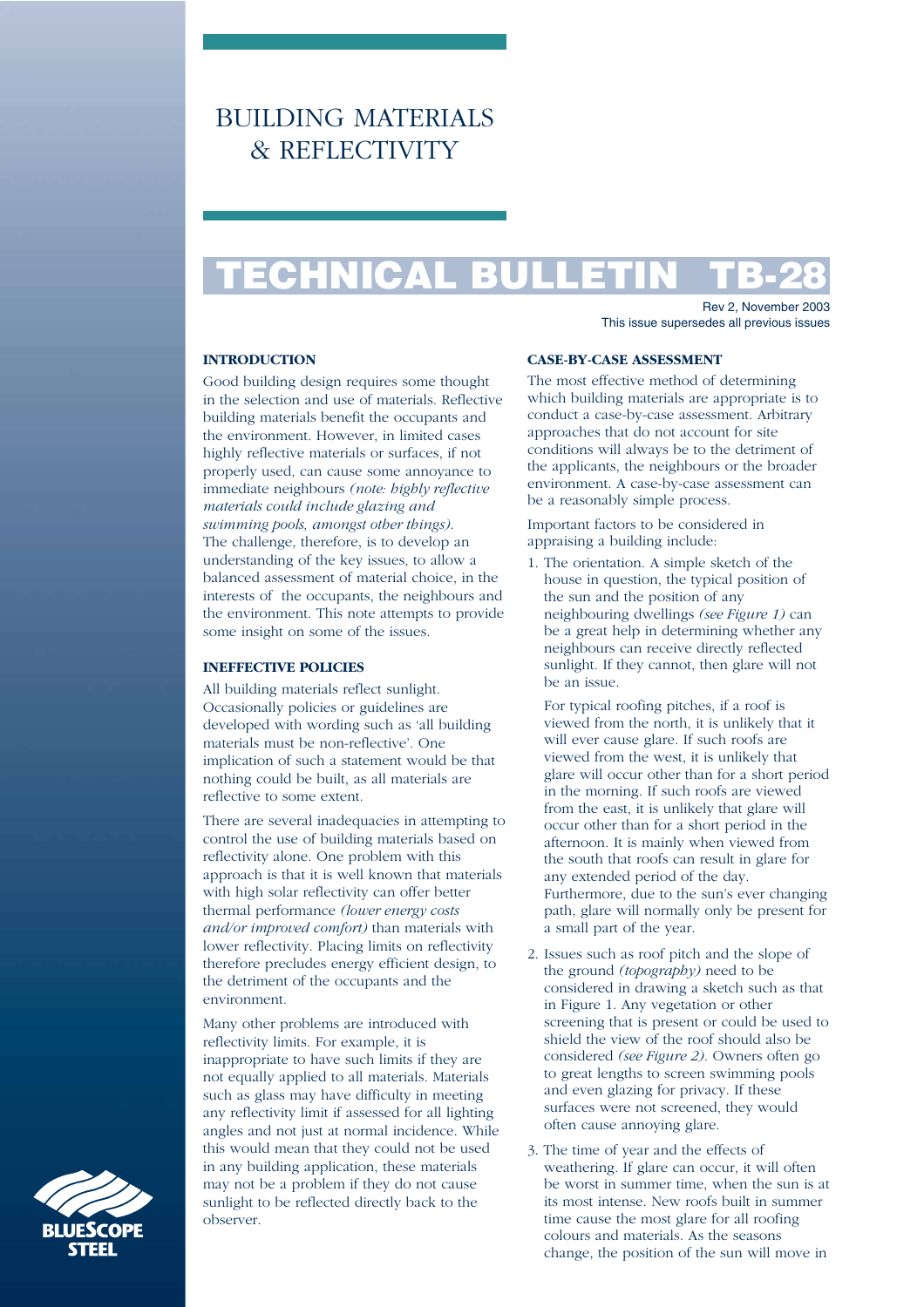# BUILDING MATERIALS & REFLECTIVITY

# TECHNICAL BULLETIN TB-28

Rev 2, November 2003
This issue supersedes all previous issues

### INTRODUCTION

Good building design requires some thought in the selection and use of materials. Reflective building materials benefit the occupants and the environment. However, in limited cases highly reflective materials or surfaces, if not properly used, can cause some annoyance to immediate neighbours *(note: highly reflective materials could include glazing and swimming pools, amongst other things).* The challenge, therefore, is to develop an understanding of the key issues, to allow a balanced assessment of material choice, in the interests of the occupants, the neighbours and the environment. This note attempts to provide some insight on some of the issues.

### INEFFECTIVE POLICIES

All building materials reflect sunlight. Occasionally policies or guidelines are developed with wording such as 'all building materials must be non-reflective'. One implication of such a statement would be that nothing could be built, as all materials are reflective to some extent.

There are several inadequacies in attempting to control the use of building materials based on reflectivity alone. One problem with this approach is that it is well known that materials with high solar reflectivity can offer better thermal performance *(lower energy costs and/or improved comfort)* than materials with lower reflectivity. Placing limits on reflectivity therefore precludes energy efficient design, to the detriment of the occupants and the environment.

Many other problems are introduced with reflectivity limits. For example, it is inappropriate to have such limits if they are not equally applied to all materials. Materials such as glass may have difficulty in meeting any reflectivity limit if assessed for all lighting angles and not just at normal incidence. While this would mean that they could not be used in any building application, these materials may not be a problem if they do not cause sunlight to be reflected directly back to the observer.

### CASE-BY-CASE ASSESSMENT

The most effective method of determining which building materials are appropriate is to conduct a case-by-case assessment. Arbitrary approaches that do not account for site conditions will always be to the detriment of the applicants, the neighbours or the broader environment. A case-by-case assessment can be a reasonably simple process.

Important factors to be considered in appraising a building include:

1. The orientation. A simple sketch of the house in question, the typical position of the sun and the position of any neighbouring dwellings *(see Figure 1)* can be a great help in determining whether any neighbours can receive directly reflected sunlight. If they cannot, then glare will not be an issue.

   For typical roofing pitches, if a roof is viewed from the north, it is unlikely that it will ever cause glare. If such roofs are viewed from the west, it is unlikely that glare will occur other than for a short period in the morning. If such roofs are viewed from the east, it is unlikely that glare will occur other than for a short period in the afternoon. It is mainly when viewed from the south that roofs can result in glare for any extended period of the day. Furthermore, due to the sun's ever changing path, glare will normally only be present for a small part of the year.

2. Issues such as roof pitch and the slope of the ground *(topography)* need to be considered in drawing a sketch such as that in Figure 1. Any vegetation or other screening that is present or could be used to shield the view of the roof should also be considered *(see Figure 2).* Owners often go to great lengths to screen swimming pools and even glazing for privacy. If these surfaces were not screened, they would often cause annoying glare.

3. The time of year and the effects of weathering. If glare can occur, it will often be worst in summer time, when the sun is at its most intense. New roofs built in summer time cause the most glare for all roofing colours and materials. As the seasons change, the position of the sun will move in

BLUESCOPE STEEL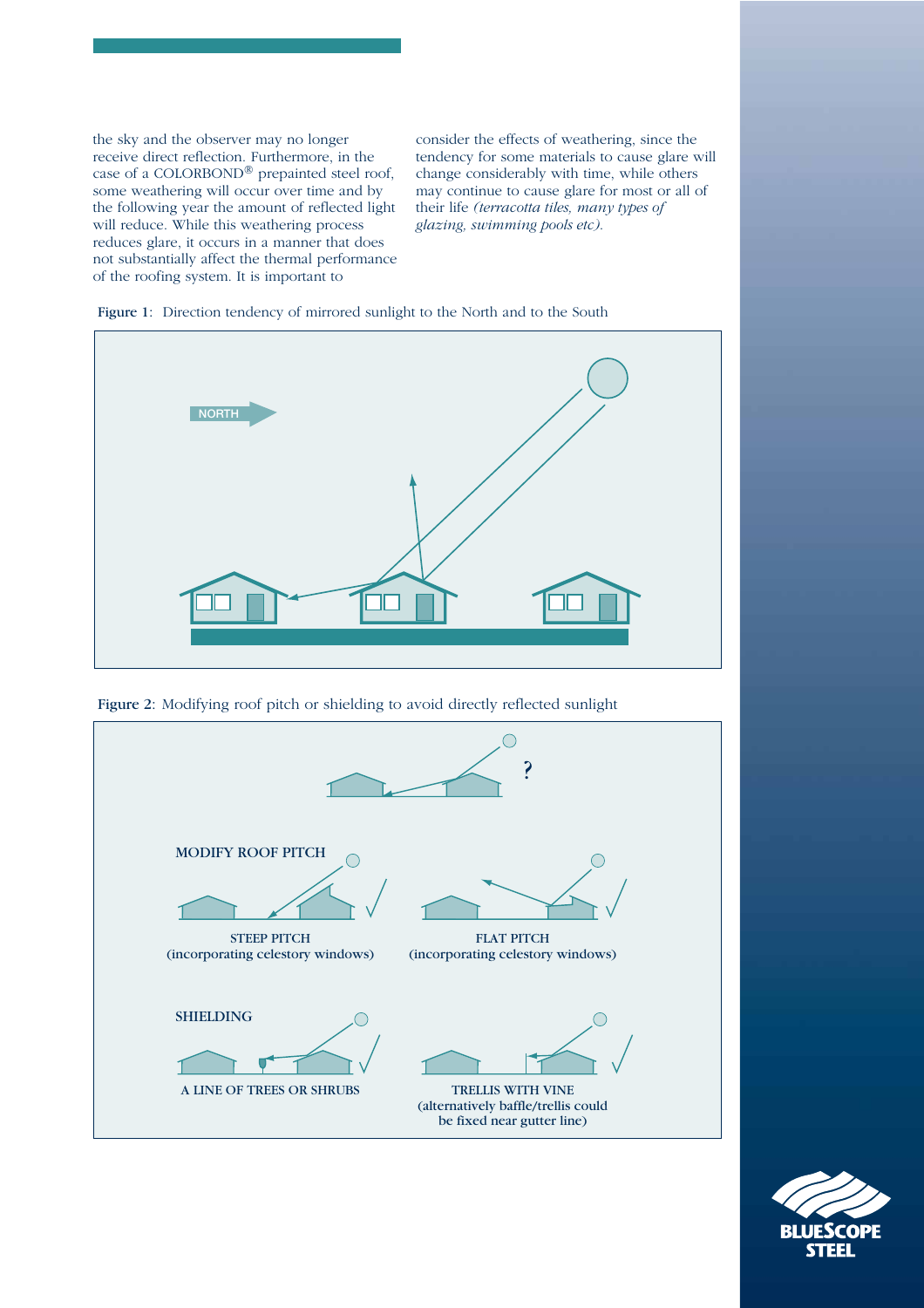the sky and the observer may no longer receive direct reflection. Furthermore, in the case of a COLORBOND® prepainted steel roof, some weathering will occur over time and by the following year the amount of reflected light will reduce. While this weathering process reduces glare, it occurs in a manner that does not substantially affect the thermal performance of the roofing system. It is important to consider the effects of weathering, since the tendency for some materials to cause glare will change considerably with time, while others may continue to cause glare for most or all of their life *(terracotta tiles, many types of glazing, swimming pools etc).*

**Figure 1**: Direction tendency of mirrored sunlight to the North and to the South

NORTH

**Figure 2**: Modifying roof pitch or shielding to avoid directly reflected sunlight

?

MODIFY ROOF PITCH

STEEP PITCH
(incorporating celestory windows)

FLAT PITCH
(incorporating celestory windows)

SHIELDING

A LINE OF TREES OR SHRUBS

TRELLIS WITH VINE
(alternatively baffle/trellis could be fixed near gutter line)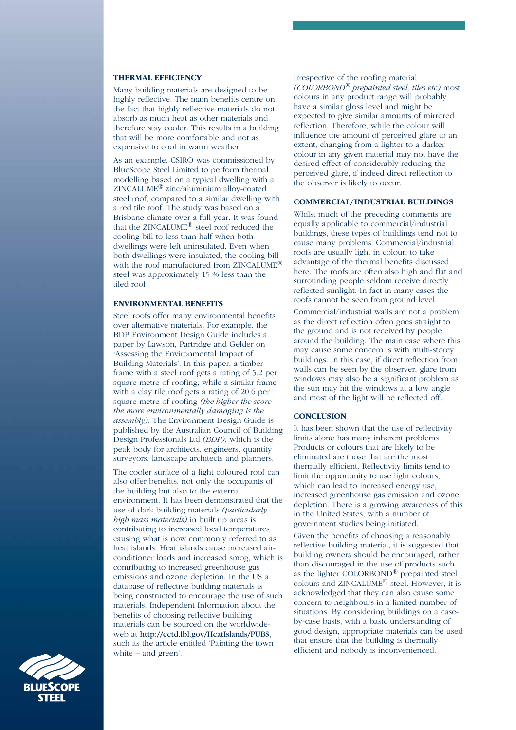### THERMAL EFFICIENCY

Many building materials are designed to be highly reflective. The main benefits centre on the fact that highly reflective materials do not absorb as much heat as other materials and therefore stay cooler. This results in a building that will be more comfortable and not as expensive to cool in warm weather.

As an example, CSIRO was commissioned by BlueScope Steel Limited to perform thermal modelling based on a typical dwelling with a ZINCALUME® zinc/aluminium alloy-coated steel roof, compared to a similar dwelling with a red tile roof. The study was based on a Brisbane climate over a full year. It was found that the ZINCALUME® steel roof reduced the cooling bill to less than half when both dwellings were left uninsulated. Even when both dwellings were insulated, the cooling bill with the roof manufactured from ZINCALUME® steel was approximately 15 % less than the tiled roof.

### ENVIRONMENTAL BENEFITS

Steel roofs offer many environmental benefits over alternative materials. For example, the BDP Environment Design Guide includes a paper by Lawson, Partridge and Gelder on 'Assessing the Environmental Impact of Building Materials'. In this paper, a timber frame with a steel roof gets a rating of 5.2 per square metre of roofing, while a similar frame with a clay tile roof gets a rating of 20.6 per square metre of roofing *(the higher the score the more environmentally damaging is the assembly)*. The Environment Design Guide is published by the Australian Council of Building Design Professionals Ltd *(BDP)*, which is the peak body for architects, engineers, quantity surveyors, landscape architects and planners.

The cooler surface of a light coloured roof can also offer benefits, not only the occupants of the building but also to the external environment. It has been demonstrated that the use of dark building materials *(particularly high mass materials)* in built up areas is contributing to increased local temperatures causing what is now commonly referred to as heat islands. Heat islands cause increased air-conditioner loads and increased smog, which is contributing to increased greenhouse gas emissions and ozone depletion. In the US a database of reflective building materials is being constructed to encourage the use of such materials. Independent Information about the benefits of choosing reflective building materials can be sourced on the worldwide-web at **http://eetd.lbl.gov/HeatIslands/PUBS**, such as the article entitled 'Painting the town white – and green'.

Irrespective of the roofing material *(COLORBOND® prepainted steel, tiles etc)* most colours in any product range will probably have a similar gloss level and might be expected to give similar amounts of mirrored reflection. Therefore, while the colour will influence the amount of perceived glare to an extent, changing from a lighter to a darker colour in any given material may not have the desired effect of considerably reducing the perceived glare, if indeed direct reflection to the observer is likely to occur.

### COMMERCIAL/INDUSTRIAL BUILDINGS

Whilst much of the preceding comments are equally applicable to commercial/industrial buildings, these types of buildings tend not to cause many problems. Commercial/industrial roofs are usually light in colour, to take advantage of the thermal benefits discussed here. The roofs are often also high and flat and surrounding people seldom receive directly reflected sunlight. In fact in many cases the roofs cannot be seen from ground level.

Commercial/industrial walls are not a problem as the direct reflection often goes straight to the ground and is not received by people around the building. The main case where this may cause some concern is with multi-storey buildings. In this case, if direct reflection from walls can be seen by the observer, glare from windows may also be a significant problem as the sun may hit the windows at a low angle and most of the light will be reflected off.

### CONCLUSION

It has been shown that the use of reflectivity limits alone has many inherent problems. Products or colours that are likely to be eliminated are those that are the most thermally efficient. Reflectivity limits tend to limit the opportunity to use light colours, which can lead to increased energy use, increased greenhouse gas emission and ozone depletion. There is a growing awareness of this in the United States, with a number of government studies being initiated.

Given the benefits of choosing a reasonably reflective building material, it is suggested that building owners should be encouraged, rather than discouraged in the use of products such as the lighter COLORBOND® prepainted steel colours and ZINCALUME® steel. However, it is acknowledged that they can also cause some concern to neighbours in a limited number of situations. By considering buildings on a case-by-case basis, with a basic understanding of good design, appropriate materials can be used that ensure that the building is thermally efficient and nobody is inconvenienced.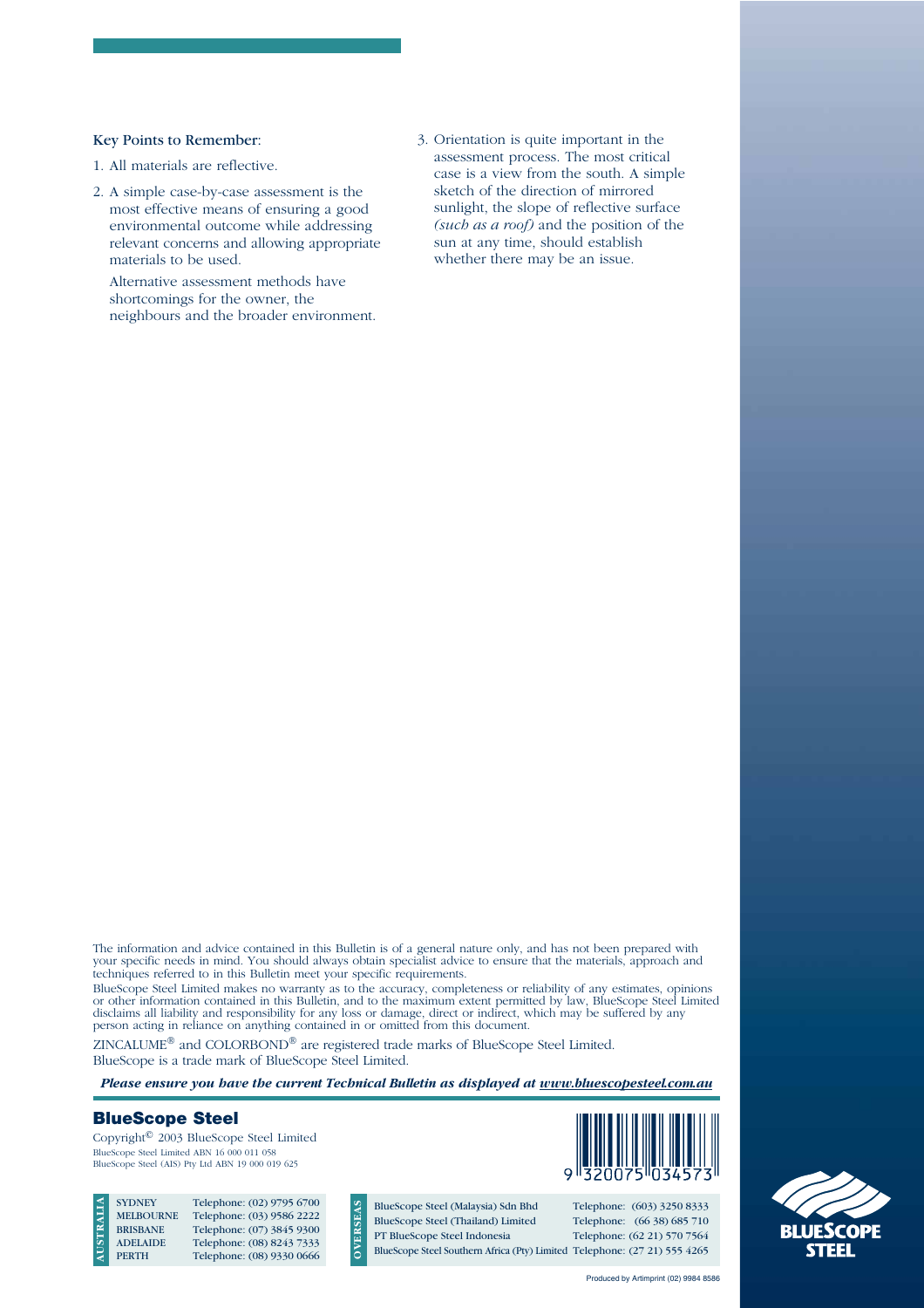**Key Points to Remember:**

1. All materials are reflective.
2. A simple case-by-case assessment is the most effective means of ensuring a good environmental outcome while addressing relevant concerns and allowing appropriate materials to be used.

   Alternative assessment methods have shortcomings for the owner, the neighbours and the broader environment.

3. Orientation is quite important in the assessment process. The most critical case is a view from the south. A simple sketch of the direction of mirrored sunlight, the slope of reflective surface *(such as a roof)* and the position of the sun at any time, should establish whether there may be an issue.

The information and advice contained in this Bulletin is of a general nature only, and has not been prepared with your specific needs in mind. You should always obtain specialist advice to ensure that the materials, approach and techniques referred to in this Bulletin meet your specific requirements.

BlueScope Steel Limited makes no warranty as to the accuracy, completeness or reliability of any estimates, opinions or other information contained in this Bulletin, and to the maximum extent permitted by law, BlueScope Steel Limited disclaims all liability and responsibility for any loss or damage, direct or indirect, which may be suffered by any person acting in reliance on anything contained in or omitted from this document.

ZINCALUME® and COLORBOND® are registered trade marks of BlueScope Steel Limited.
BlueScope is a trade mark of BlueScope Steel Limited.

***Please ensure you have the current Technical Bulletin as displayed at www.bluescopesteel.com.au***

**BlueScope Steel**

Copyright© 2003 BlueScope Steel Limited
BlueScope Steel Limited ABN 16 000 011 058
BlueScope Steel (AIS) Pty Ltd ABN 19 000 019 625

9 320075 034573

**AUSTRALIA**

| | |
|---|---|
| SYDNEY | Telephone: (02) 9795 6700 |
| MELBOURNE | Telephone: (03) 9586 2222 |
| BRISBANE | Telephone: (07) 3845 9300 |
| ADELAIDE | Telephone: (08) 8243 7333 |
| PERTH | Telephone: (08) 9330 0666 |

**OVERSEAS**

| | |
|---|---|
| BlueScope Steel (Malaysia) Sdn Bhd | Telephone: (603) 3250 8333 |
| BlueScope Steel (Thailand) Limited | Telephone: (66 38) 685 710 |
| PT BlueScope Steel Indonesia | Telephone: (62 21) 570 7564 |
| BlueScope Steel Southern Africa (Pty) Limited | Telephone: (27 21) 555 4265 |

BLUESCOPE STEEL

Produced by Artimprint (02) 9984 8586